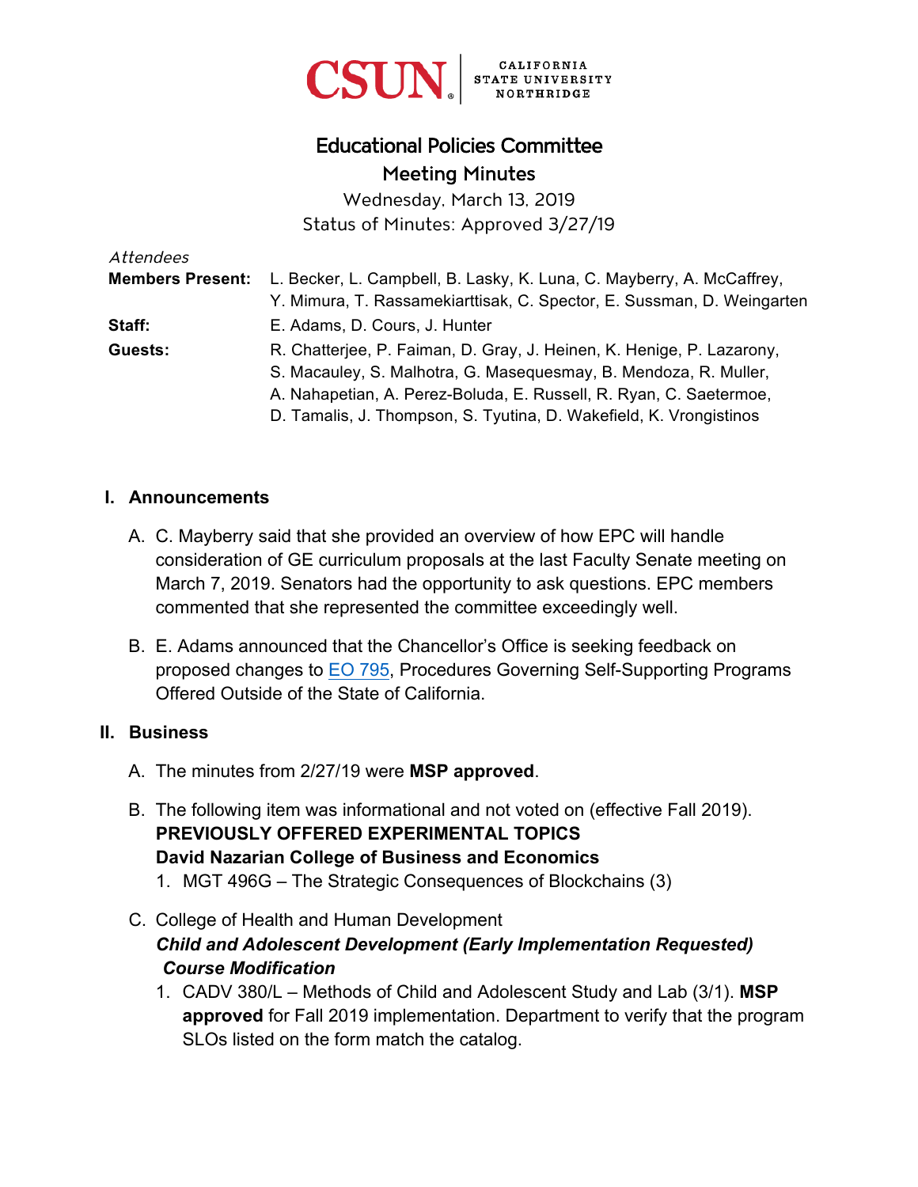CSUN | CALIFORNIA STATE UNIVERSITY NORTHRIDGE

# Educational Policies Committee

## Meeting Minutes

Wednesday, March 13, 2019

Status of Minutes: Approved 3/27/19

*Attendees*

**Members Present:** L. Becker, L. Campbell, B. Lasky, K. Luna, C. Mayberry, A. McCaffrey, Y. Mimura, T. Rassamekiarttisak, C. Spector, E. Sussman, D. Weingarten

**Staff:** E. Adams, D. Cours, J. Hunter

**Guests:** R. Chatterjee, P. Faiman, D. Gray, J. Heinen, K. Henige, P. Lazarony, S. Macauley, S. Malhotra, G. Masequesmay, B. Mendoza, R. Muller, A. Nahapetian, A. Perez-Boluda, E. Russell, R. Ryan, C. Saetermoe, D. Tamalis, J. Thompson, S. Tyutina, D. Wakefield, K. Vrongistinos

### I. Announcements

A. C. Mayberry said that she provided an overview of how EPC will handle consideration of GE curriculum proposals at the last Faculty Senate meeting on March 7, 2019. Senators had the opportunity to ask questions. EPC members commented that she represented the committee exceedingly well.

B. E. Adams announced that the Chancellor's Office is seeking feedback on proposed changes to EO 795, Procedures Governing Self-Supporting Programs Offered Outside of the State of California.

### II. Business

A. The minutes from 2/27/19 were **MSP approved**.

B. The following item was informational and not voted on (effective Fall 2019).
**PREVIOUSLY OFFERED EXPERIMENTAL TOPICS**
**David Nazarian College of Business and Economics**
1. MGT 496G – The Strategic Consequences of Blockchains (3)

C. College of Health and Human Development
***Child and Adolescent Development (Early Implementation Requested)***
***Course Modification***
1. CADV 380/L – Methods of Child and Adolescent Study and Lab (3/1). **MSP approved** for Fall 2019 implementation. Department to verify that the program SLOs listed on the form match the catalog.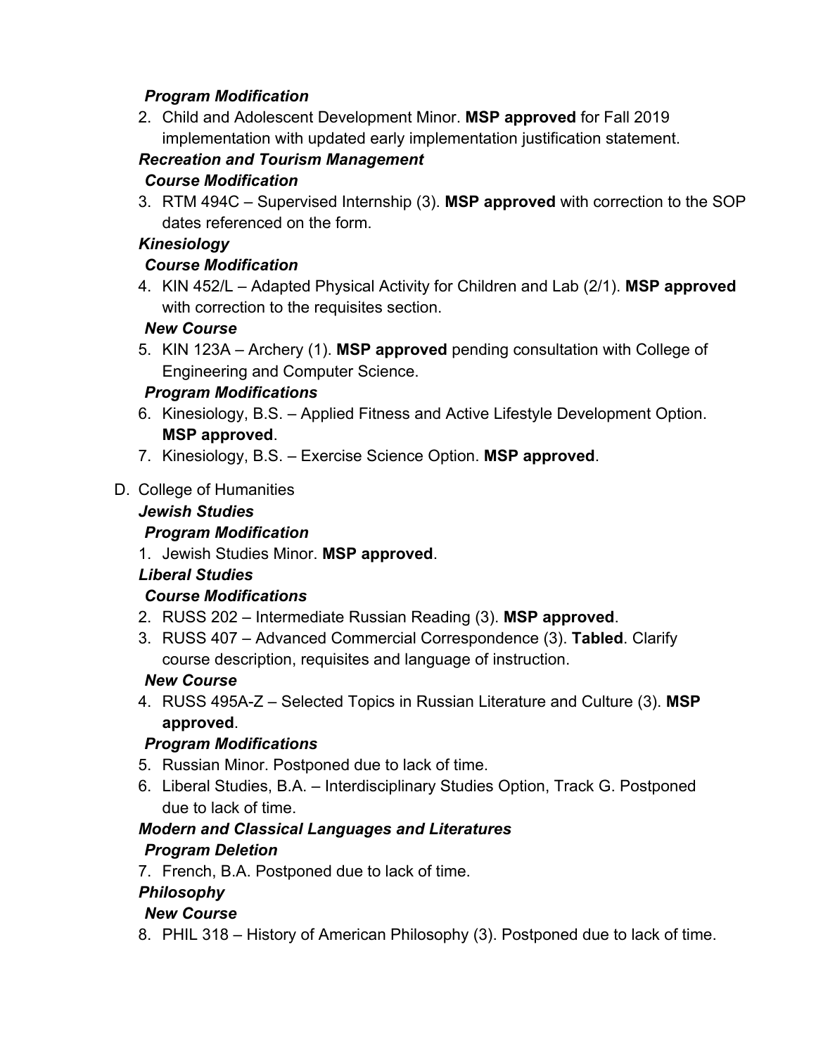***Program Modification***

2. Child and Adolescent Development Minor. **MSP approved** for Fall 2019 implementation with updated early implementation justification statement.

***Recreation and Tourism Management***

***Course Modification***

3. RTM 494C – Supervised Internship (3). **MSP approved** with correction to the SOP dates referenced on the form.

***Kinesiology***

***Course Modification***

4. KIN 452/L – Adapted Physical Activity for Children and Lab (2/1). **MSP approved** with correction to the requisites section.

***New Course***

5. KIN 123A – Archery (1). **MSP approved** pending consultation with College of Engineering and Computer Science.

***Program Modifications***

6. Kinesiology, B.S. – Applied Fitness and Active Lifestyle Development Option. **MSP approved**.
7. Kinesiology, B.S. – Exercise Science Option. **MSP approved**.

D. College of Humanities

***Jewish Studies***

***Program Modification***

1. Jewish Studies Minor. **MSP approved**.

***Liberal Studies***

***Course Modifications***

2. RUSS 202 – Intermediate Russian Reading (3). **MSP approved**.
3. RUSS 407 – Advanced Commercial Correspondence (3). **Tabled**. Clarify course description, requisites and language of instruction.

***New Course***

4. RUSS 495A-Z – Selected Topics in Russian Literature and Culture (3). **MSP approved**.

***Program Modifications***

5. Russian Minor. Postponed due to lack of time.
6. Liberal Studies, B.A. – Interdisciplinary Studies Option, Track G. Postponed due to lack of time.

***Modern and Classical Languages and Literatures***

***Program Deletion***

7. French, B.A. Postponed due to lack of time.

***Philosophy***

***New Course***

8. PHIL 318 – History of American Philosophy (3). Postponed due to lack of time.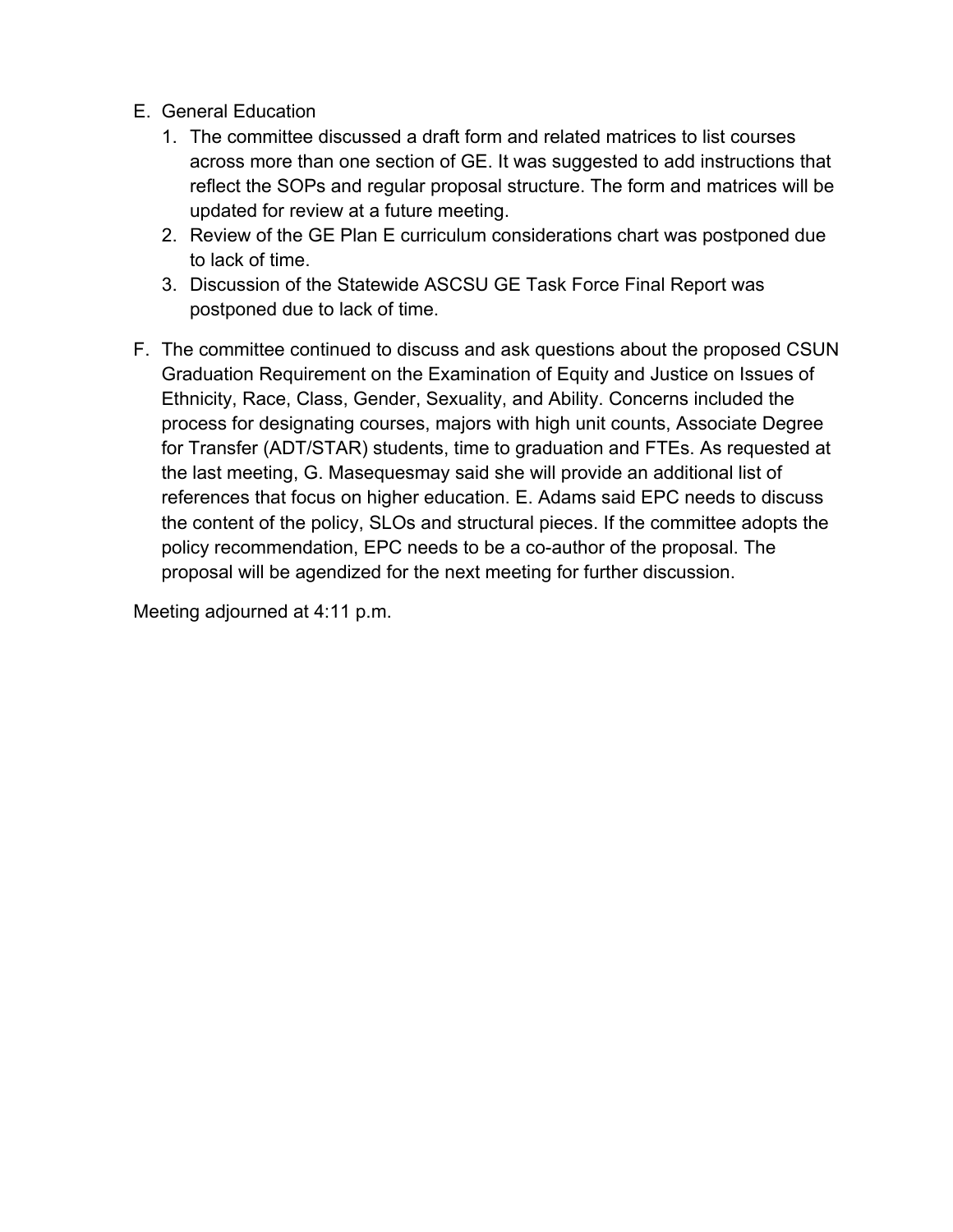E. General Education
   1. The committee discussed a draft form and related matrices to list courses across more than one section of GE. It was suggested to add instructions that reflect the SOPs and regular proposal structure. The form and matrices will be updated for review at a future meeting.
   2. Review of the GE Plan E curriculum considerations chart was postponed due to lack of time.
   3. Discussion of the Statewide ASCSU GE Task Force Final Report was postponed due to lack of time.

F. The committee continued to discuss and ask questions about the proposed CSUN Graduation Requirement on the Examination of Equity and Justice on Issues of Ethnicity, Race, Class, Gender, Sexuality, and Ability. Concerns included the process for designating courses, majors with high unit counts, Associate Degree for Transfer (ADT/STAR) students, time to graduation and FTEs. As requested at the last meeting, G. Masequesmay said she will provide an additional list of references that focus on higher education. E. Adams said EPC needs to discuss the content of the policy, SLOs and structural pieces. If the committee adopts the policy recommendation, EPC needs to be a co-author of the proposal. The proposal will be agendized for the next meeting for further discussion.

Meeting adjourned at 4:11 p.m.